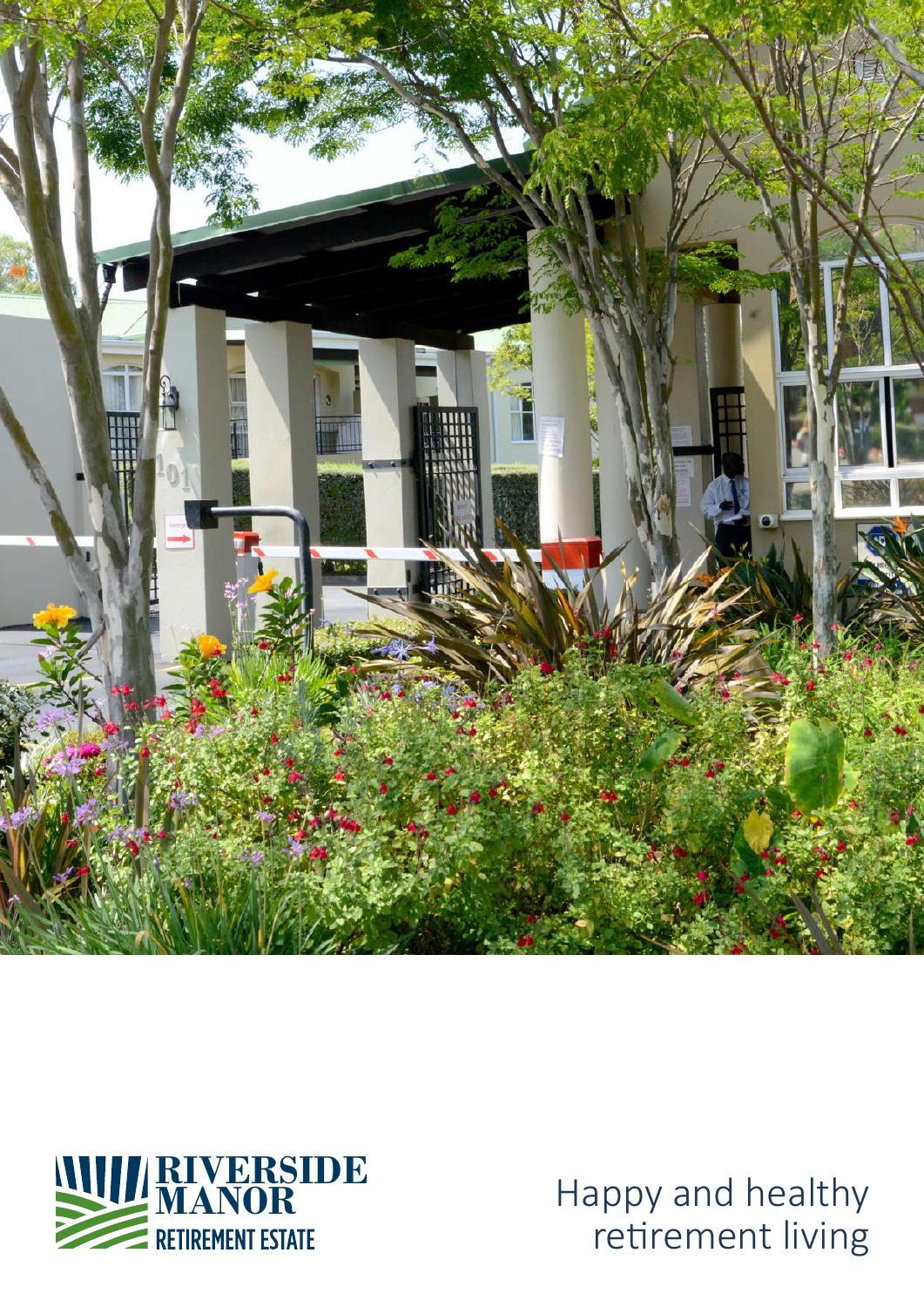RIVERSIDE MANOR
RETIREMENT ESTATE

Happy and healthy retirement living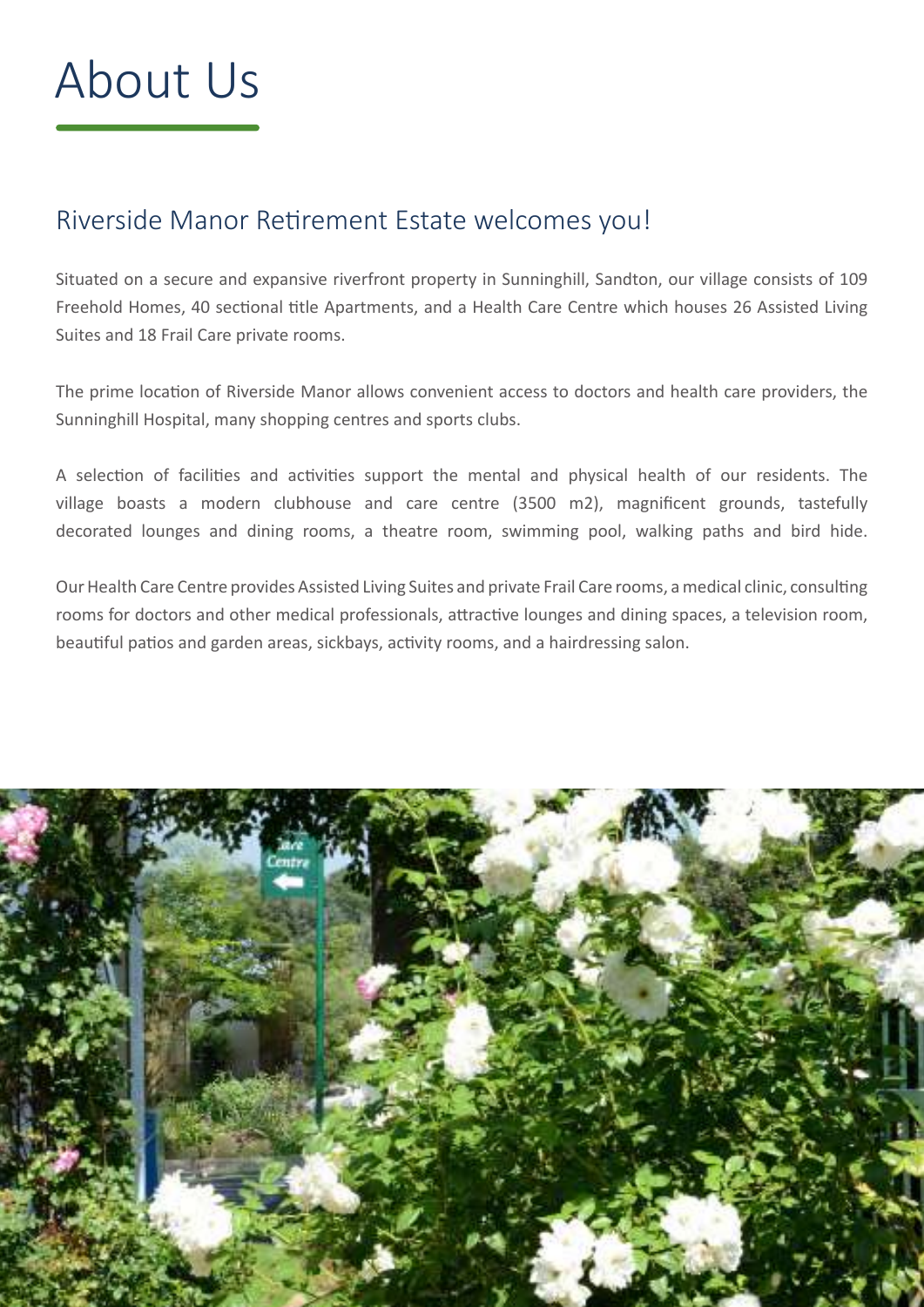# About Us

## Riverside Manor Retirement Estate welcomes you!

Situated on a secure and expansive riverfront property in Sunninghill, Sandton, our village consists of 109 Freehold Homes, 40 sectional title Apartments, and a Health Care Centre which houses 26 Assisted Living Suites and 18 Frail Care private rooms.

The prime location of Riverside Manor allows convenient access to doctors and health care providers, the Sunninghill Hospital, many shopping centres and sports clubs.

A selection of facilities and activities support the mental and physical health of our residents. The village boasts a modern clubhouse and care centre (3500 m2), magnificent grounds, tastefully decorated lounges and dining rooms, a theatre room, swimming pool, walking paths and bird hide.

Our Health Care Centre provides Assisted Living Suites and private Frail Care rooms, a medical clinic, consulting rooms for doctors and other medical professionals, attractive lounges and dining spaces, a television room, beautiful patios and garden areas, sickbays, activity rooms, and a hairdressing salon.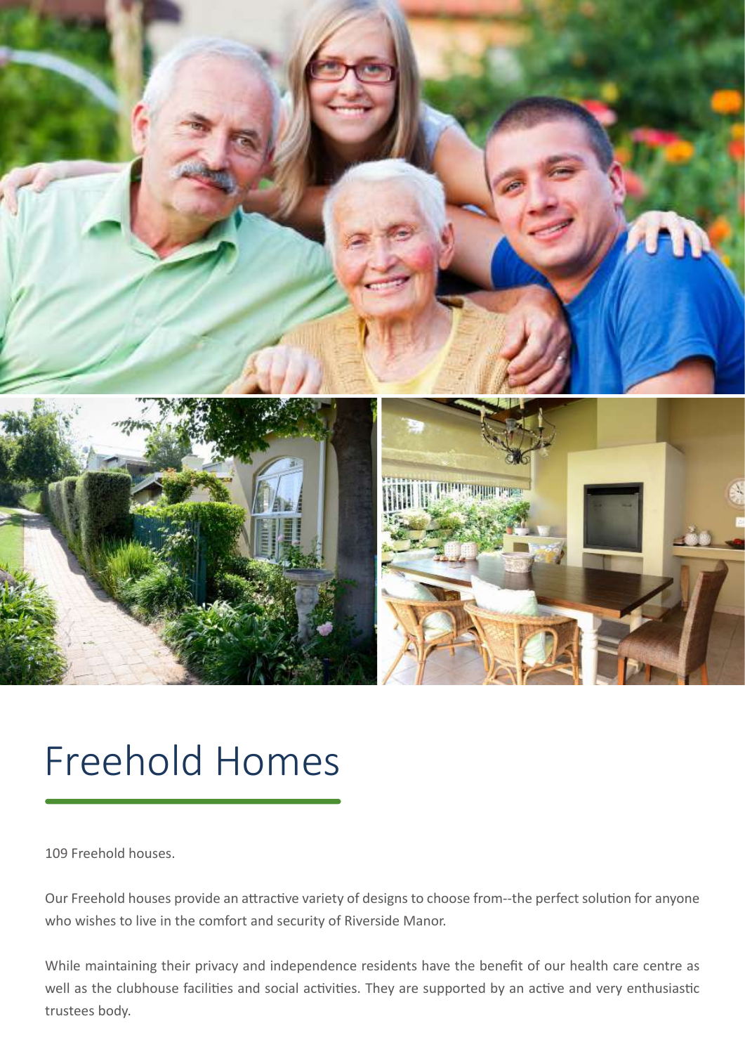# Freehold Homes

109 Freehold houses.

Our Freehold houses provide an attractive variety of designs to choose from--the perfect solution for anyone who wishes to live in the comfort and security of Riverside Manor.

While maintaining their privacy and independence residents have the benefit of our health care centre as well as the clubhouse facilities and social activities. They are supported by an active and very enthusiastic trustees body.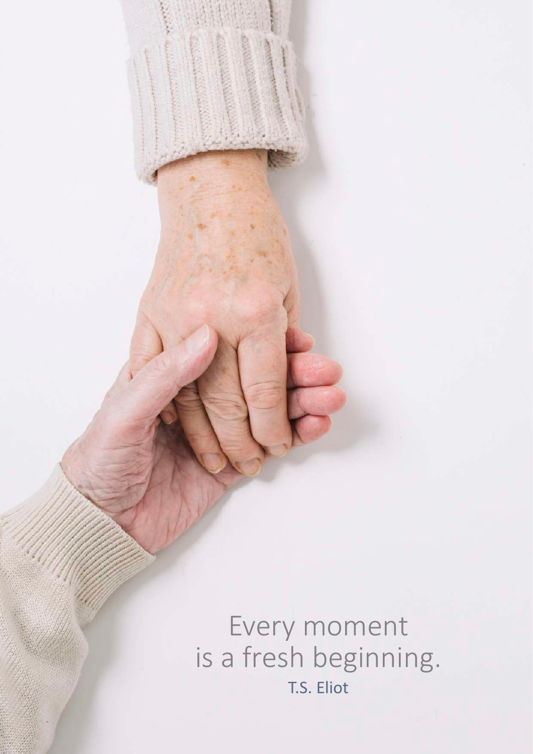Every moment
is a fresh beginning.
T.S. Eliot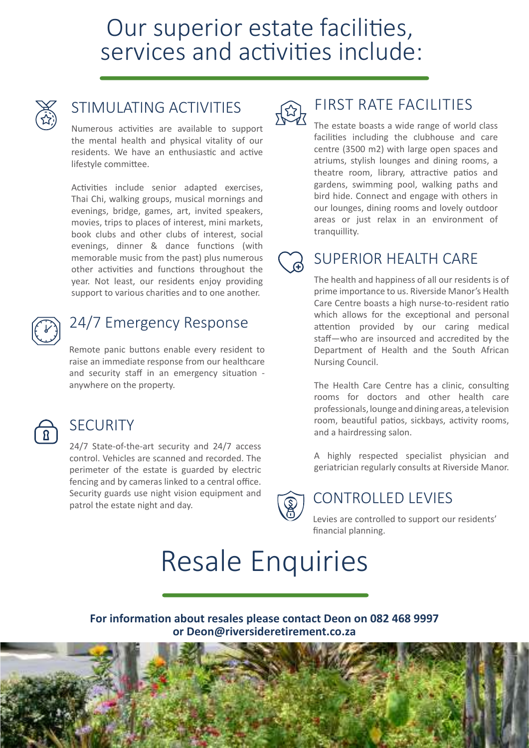# Our superior estate facilities, services and activities include:

## STIMULATING ACTIVITIES

Numerous activities are available to support the mental health and physical vitality of our residents. We have an enthusiastic and active lifestyle committee.

Activities include senior adapted exercises, Thai Chi, walking groups, musical mornings and evenings, bridge, games, art, invited speakers, movies, trips to places of interest, mini markets, book clubs and other clubs of interest, social evenings, dinner & dance functions (with memorable music from the past) plus numerous other activities and functions throughout the year. Not least, our residents enjoy providing support to various charities and to one another.

## 24/7 Emergency Response

Remote panic buttons enable every resident to raise an immediate response from our healthcare and security staff in an emergency situation - anywhere on the property.

## SECURITY

24/7 State-of-the-art security and 24/7 access control. Vehicles are scanned and recorded. The perimeter of the estate is guarded by electric fencing and by cameras linked to a central office. Security guards use night vision equipment and patrol the estate night and day.

## FIRST RATE FACILITIES

The estate boasts a wide range of world class facilities including the clubhouse and care centre (3500 m2) with large open spaces and atriums, stylish lounges and dining rooms, a theatre room, library, attractive patios and gardens, swimming pool, walking paths and bird hide. Connect and engage with others in our lounges, dining rooms and lovely outdoor areas or just relax in an environment of tranquillity.

## SUPERIOR HEALTH CARE

The health and happiness of all our residents is of prime importance to us. Riverside Manor's Health Care Centre boasts a high nurse-to-resident ratio which allows for the exceptional and personal attention provided by our caring medical staff—who are insourced and accredited by the Department of Health and the South African Nursing Council.

The Health Care Centre has a clinic, consulting rooms for doctors and other health care professionals, lounge and dining areas, a television room, beautiful patios, sickbays, activity rooms, and a hairdressing salon.

A highly respected specialist physician and geriatrician regularly consults at Riverside Manor.

## CONTROLLED LEVIES

Levies are controlled to support our residents' financial planning.

# Resale Enquiries

**For information about resales please contact Deon on 082 468 9997 or Deon@riversideretirement.co.za**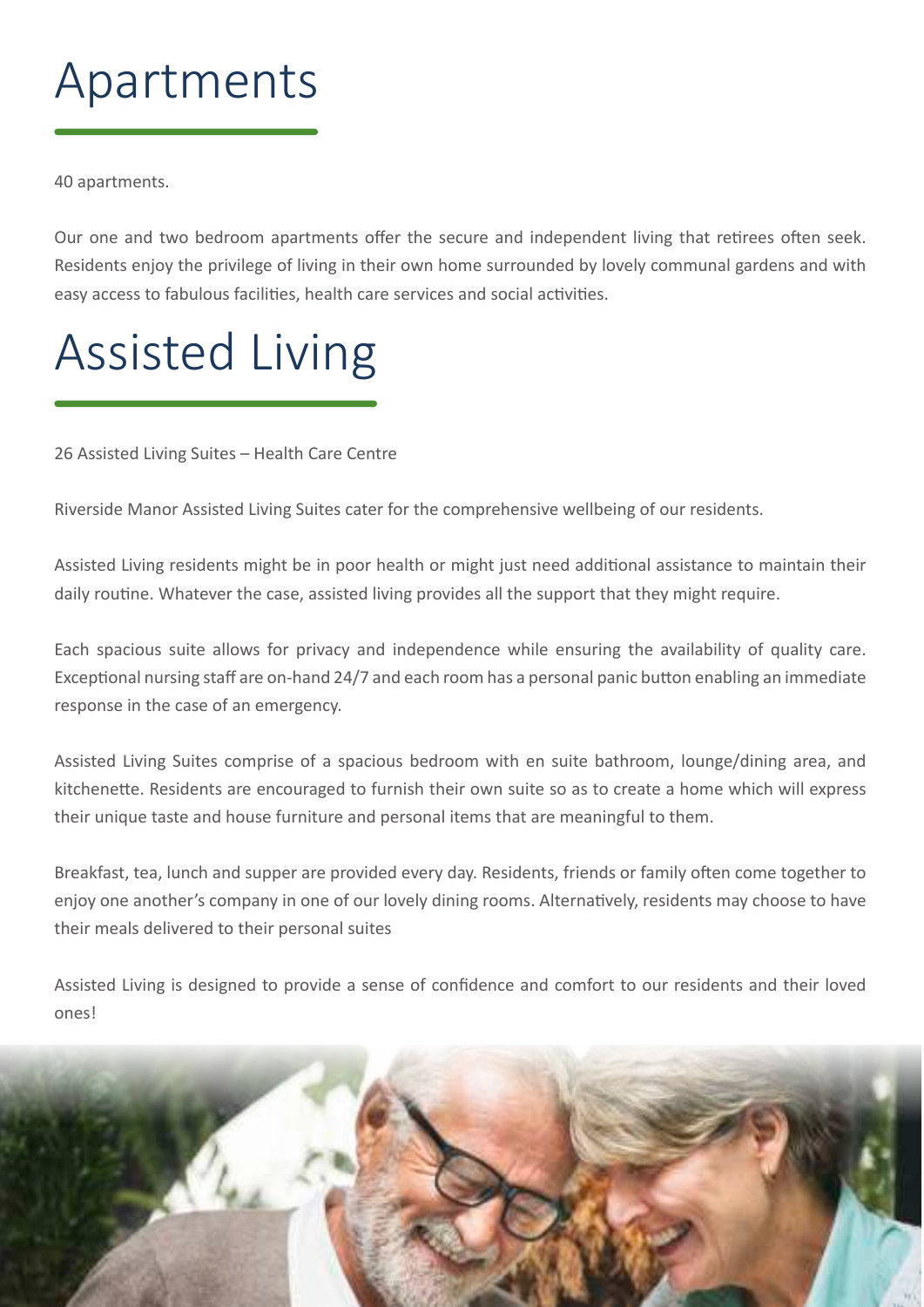# Apartments

40 apartments.

Our one and two bedroom apartments offer the secure and independent living that retirees often seek. Residents enjoy the privilege of living in their own home surrounded by lovely communal gardens and with easy access to fabulous facilities, health care services and social activities.

# Assisted Living

26 Assisted Living Suites – Health Care Centre

Riverside Manor Assisted Living Suites cater for the comprehensive wellbeing of our residents.

Assisted Living residents might be in poor health or might just need additional assistance to maintain their daily routine. Whatever the case, assisted living provides all the support that they might require.

Each spacious suite allows for privacy and independence while ensuring the availability of quality care. Exceptional nursing staff are on-hand 24/7 and each room has a personal panic button enabling an immediate response in the case of an emergency.

Assisted Living Suites comprise of a spacious bedroom with en suite bathroom, lounge/dining area, and kitchenette. Residents are encouraged to furnish their own suite so as to create a home which will express their unique taste and house furniture and personal items that are meaningful to them.

Breakfast, tea, lunch and supper are provided every day. Residents, friends or family often come together to enjoy one another's company in one of our lovely dining rooms. Alternatively, residents may choose to have their meals delivered to their personal suites

Assisted Living is designed to provide a sense of confidence and comfort to our residents and their loved ones!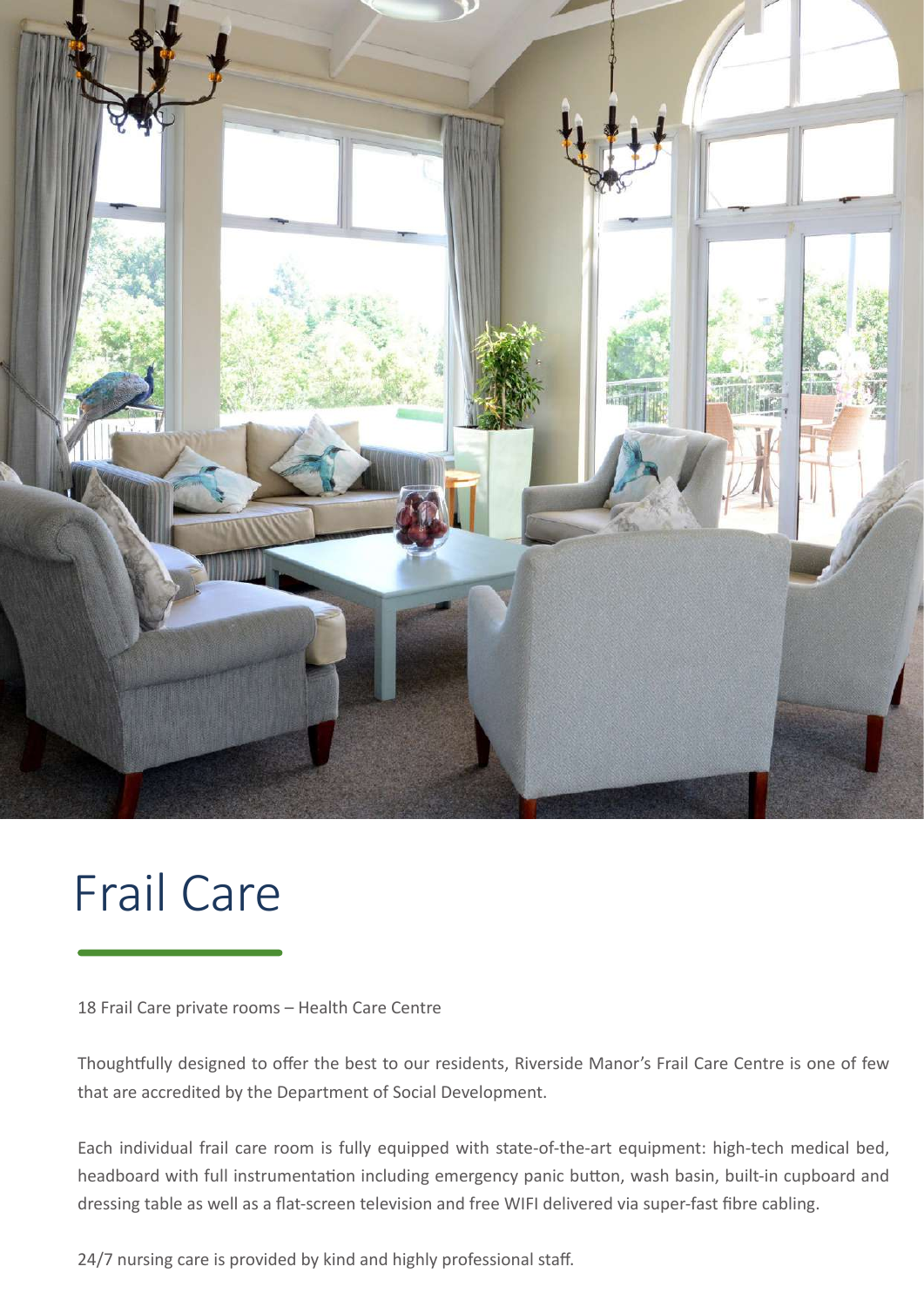# Frail Care

18 Frail Care private rooms – Health Care Centre

Thoughtfully designed to offer the best to our residents, Riverside Manor's Frail Care Centre is one of few that are accredited by the Department of Social Development.

Each individual frail care room is fully equipped with state-of-the-art equipment: high-tech medical bed, headboard with full instrumentation including emergency panic button, wash basin, built-in cupboard and dressing table as well as a flat-screen television and free WIFI delivered via super-fast fibre cabling.

24/7 nursing care is provided by kind and highly professional staff.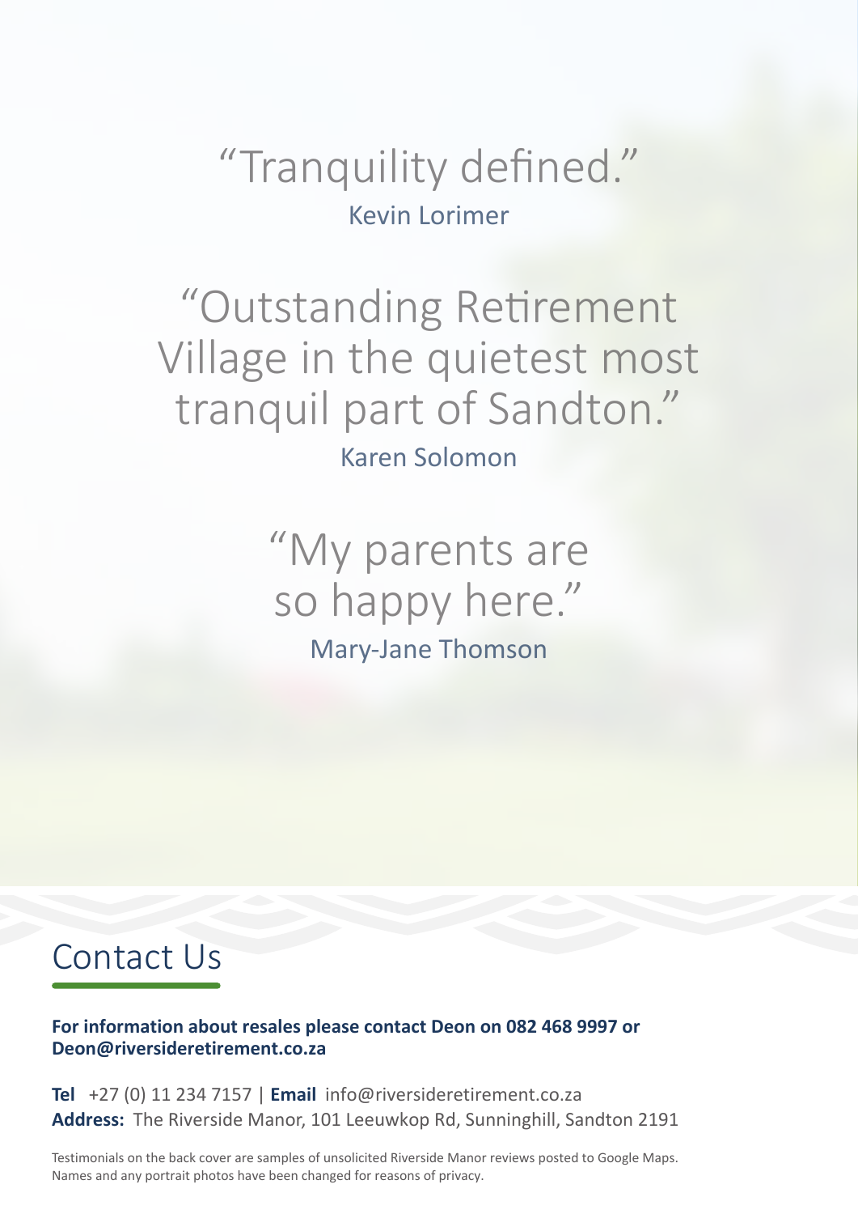"Tranquility defined."

Kevin Lorimer

"Outstanding Retirement Village in the quietest most tranquil part of Sandton."

Karen Solomon

"My parents are so happy here."

Mary-Jane Thomson

## Contact Us

**For information about resales please contact Deon on 082 468 9997 or Deon@riversideretirement.co.za**

**Tel** +27 (0) 11 234 7157 | **Email** info@riversideretirement.co.za
**Address:** The Riverside Manor, 101 Leeuwkop Rd, Sunninghill, Sandton 2191

Testimonials on the back cover are samples of unsolicited Riverside Manor reviews posted to Google Maps. Names and any portrait photos have been changed for reasons of privacy.